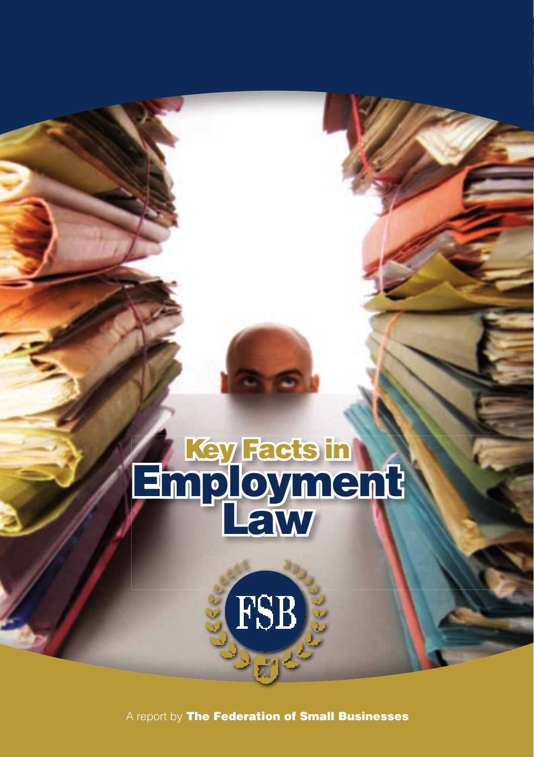# Key Facts in Employment Law

FSB

A report by **The Federation of Small Businesses**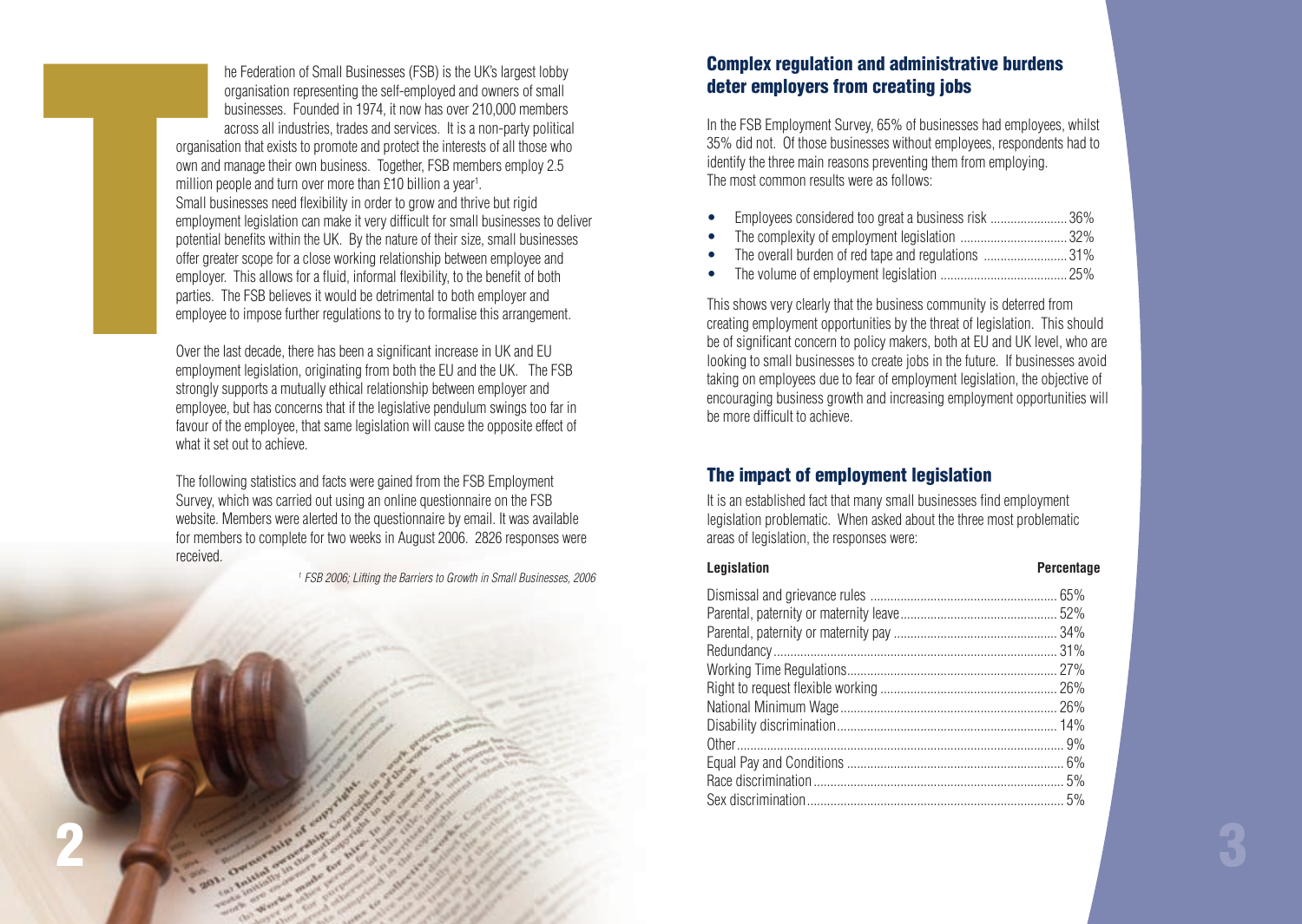The Federation of Small Businesses (FSB) is the UK's largest lobby organisation representing the self-employed and owners of small businesses. Founded in 1974, it now has over 210,000 members across all industries, trades and services. It is a non-party political organisation that exists to promote and protect the interests of all those who own and manage their own business. Together, FSB members employ 2.5 million people and turn over more than £10 billion a year[1].

Small businesses need flexibility in order to grow and thrive but rigid employment legislation can make it very difficult for small businesses to deliver potential benefits within the UK. By the nature of their size, small businesses offer greater scope for a close working relationship between employee and employer. This allows for a fluid, informal flexibility, to the benefit of both parties. The FSB believes it would be detrimental to both employer and employee to impose further regulations to try to formalise this arrangement.

Over the last decade, there has been a significant increase in UK and EU employment legislation, originating from both the EU and the UK. The FSB strongly supports a mutually ethical relationship between employer and employee, but has concerns that if the legislative pendulum swings too far in favour of the employee, that same legislation will cause the opposite effect of what it set out to achieve.

The following statistics and facts were gained from the FSB Employment Survey, which was carried out using an online questionnaire on the FSB website. Members were alerted to the questionnaire by email. It was available for members to complete for two weeks in August 2006. 2826 responses were received.

[1] *FSB 2006; Lifting the Barriers to Growth in Small Businesses, 2006*

## Complex regulation and administrative burdens deter employers from creating jobs

In the FSB Employment Survey, 65% of businesses had employees, whilst 35% did not. Of those businesses without employees, respondents had to identify the three main reasons preventing them from employing. The most common results were as follows:

- Employees considered too great a business risk ....................... 36%
- The complexity of employment legislation ................................ 32%
- The overall burden of red tape and regulations ......................... 31%
- The volume of employment legislation ...................................... 25%

This shows very clearly that the business community is deterred from creating employment opportunities by the threat of legislation. This should be of significant concern to policy makers, both at EU and UK level, who are looking to small businesses to create jobs in the future. If businesses avoid taking on employees due to fear of employment legislation, the objective of encouraging business growth and increasing employment opportunities will be more difficult to achieve.

## The impact of employment legislation

It is an established fact that many small businesses find employment legislation problematic. When asked about the three most problematic areas of legislation, the responses were:

| Legislation | Percentage |
|---|---|
| Dismissal and grievance rules | 65% |
| Parental, paternity or maternity leave | 52% |
| Parental, paternity or maternity pay | 34% |
| Redundancy | 31% |
| Working Time Regulations | 27% |
| Right to request flexible working | 26% |
| National Minimum Wage | 26% |
| Disability discrimination | 14% |
| Other | 9% |
| Equal Pay and Conditions | 6% |
| Race discrimination | 5% |
| Sex discrimination | 5% |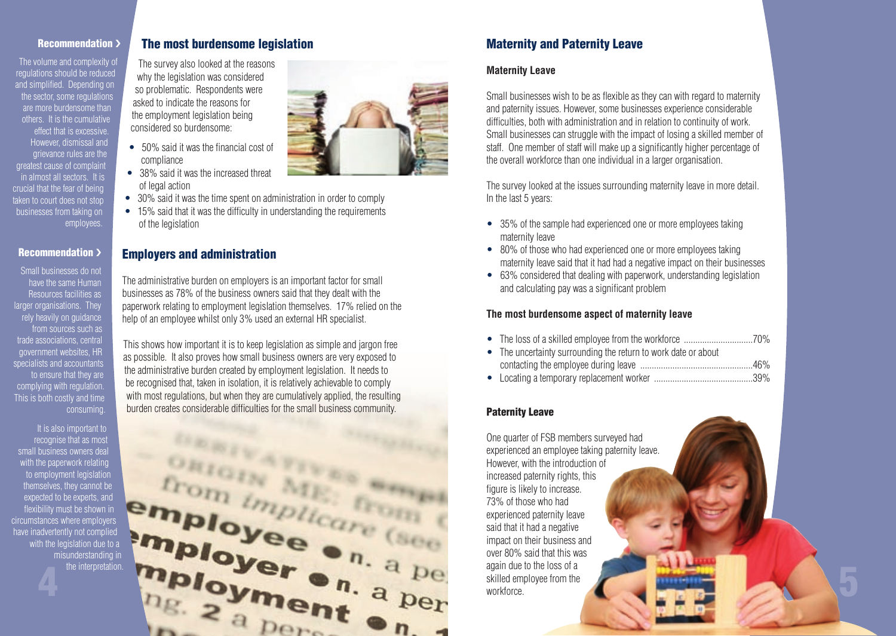**Recommendation ›**

The volume and complexity of regulations should be reduced and simplified. Depending on the sector, some regulations are more burdensome than others. It is the cumulative effect that is excessive. However, dismissal and grievance rules are the greatest cause of complaint in almost all sectors. It is crucial that the fear of being taken to court does not stop businesses from taking on employees.

**Recommendation ›**

Small businesses do not have the same Human Resources facilities as larger organisations. They rely heavily on guidance from sources such as trade associations, central government websites, HR specialists and accountants to ensure that they are complying with regulation. This is both costly and time consuming.

It is also important to recognise that as most small business owners deal with the paperwork relating to employment legislation themselves, they cannot be expected to be experts, and flexibility must be shown in circumstances where employers have inadvertently not complied with the legislation due to a misunderstanding in the interpretation.

## The most burdensome legislation

The survey also looked at the reasons why the legislation was considered so problematic. Respondents were asked to indicate the reasons for the employment legislation being considered so burdensome:

- 50% said it was the financial cost of compliance
- 38% said it was the increased threat of legal action
- 30% said it was the time spent on administration in order to comply
- 15% said that it was the difficulty in understanding the requirements of the legislation

## Employers and administration

The administrative burden on employers is an important factor for small businesses as 78% of the business owners said that they dealt with the paperwork relating to employment legislation themselves. 17% relied on the help of an employee whilst only 3% used an external HR specialist.

This shows how important it is to keep legislation as simple and jargon free as possible. It also proves how small business owners are very exposed to the administrative burden created by employment legislation. It needs to be recognised that, taken in isolation, it is relatively achievable to comply with most regulations, but when they are cumulatively applied, the resulting burden creates considerable difficulties for the small business community.

## Maternity and Paternity Leave

### Maternity Leave

Small businesses wish to be as flexible as they can with regard to maternity and paternity issues. However, some businesses experience considerable difficulties, both with administration and in relation to continuity of work. Small businesses can struggle with the impact of losing a skilled member of staff. One member of staff will make up a significantly higher percentage of the overall workforce than one individual in a larger organisation.

The survey looked at the issues surrounding maternity leave in more detail. In the last 5 years:

- 35% of the sample had experienced one or more employees taking maternity leave
- 80% of those who had experienced one or more employees taking maternity leave said that it had had a negative impact on their businesses
- 63% considered that dealing with paperwork, understanding legislation and calculating pay was a significant problem

### The most burdensome aspect of maternity leave

- The loss of a skilled employee from the workforce ..............................70%
- The uncertainty surrounding the return to work date or about contacting the employee during leave ................................................46%
- Locating a temporary replacement worker ..........................................39%

### Paternity Leave

One quarter of FSB members surveyed had experienced an employee taking paternity leave. However, with the introduction of increased paternity rights, this figure is likely to increase. 73% of those who had experienced paternity leave said that it had a negative impact on their business and over 80% said that this was again due to the loss of a skilled employee from the workforce.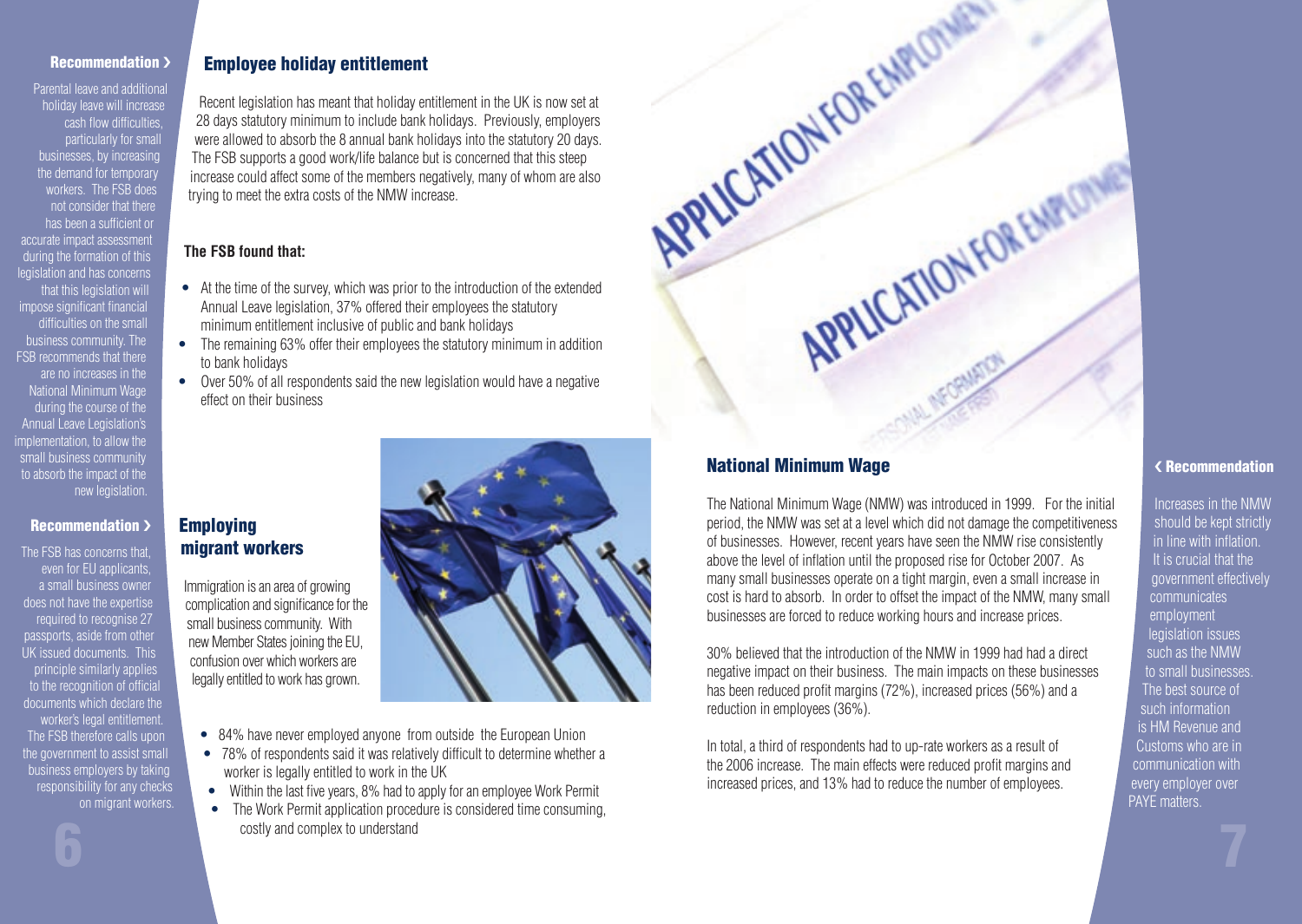## Employee holiday entitlement

Recent legislation has meant that holiday entitlement in the UK is now set at 28 days statutory minimum to include bank holidays. Previously, employers were allowed to absorb the 8 annual bank holidays into the statutory 20 days. The FSB supports a good work/life balance but is concerned that this steep increase could affect some of the members negatively, many of whom are also trying to meet the extra costs of the NMW increase.

**The FSB found that:**

- At the time of the survey, which was prior to the introduction of the extended Annual Leave legislation, 37% offered their employees the statutory minimum entitlement inclusive of public and bank holidays
- The remaining 63% offer their employees the statutory minimum in addition to bank holidays
- Over 50% of all respondents said the new legislation would have a negative effect on their business

### Recommendation

Parental leave and additional holiday leave will increase cash flow difficulties, particularly for small businesses, by increasing the demand for temporary workers. The FSB does not consider that there has been a sufficient or accurate impact assessment during the formation of this legislation and has concerns that this legislation will impose significant financial difficulties on the small business community. The FSB recommends that there are no increases in the National Minimum Wage during the course of the Annual Leave Legislation's implementation, to allow the small business community to absorb the impact of the new legislation.

## Employing migrant workers

Immigration is an area of growing complication and significance for the small business community. With new Member States joining the EU, confusion over which workers are legally entitled to work has grown.

- 84% have never employed anyone from outside the European Union
- 78% of respondents said it was relatively difficult to determine whether a worker is legally entitled to work in the UK
- Within the last five years, 8% had to apply for an employee Work Permit
- The Work Permit application procedure is considered time consuming, costly and complex to understand

### Recommendation

The FSB has concerns that, even for EU applicants, a small business owner does not have the expertise required to recognise 27 passports, aside from other UK issued documents. This principle similarly applies to the recognition of official documents which declare the worker's legal entitlement. The FSB therefore calls upon the government to assist small business employers by taking responsibility for any checks on migrant workers.

## National Minimum Wage

The National Minimum Wage (NMW) was introduced in 1999. For the initial period, the NMW was set at a level which did not damage the competitiveness of businesses. However, recent years have seen the NMW rise consistently above the level of inflation until the proposed rise for October 2007. As many small businesses operate on a tight margin, even a small increase in cost is hard to absorb. In order to offset the impact of the NMW, many small businesses are forced to reduce working hours and increase prices.

30% believed that the introduction of the NMW in 1999 had had a direct negative impact on their business. The main impacts on these businesses has been reduced profit margins (72%), increased prices (56%) and a reduction in employees (36%).

In total, a third of respondents had to up-rate workers as a result of the 2006 increase. The main effects were reduced profit margins and increased prices, and 13% had to reduce the number of employees.

### Recommendation

Increases in the NMW should be kept strictly in line with inflation. It is crucial that the government effectively communicates employment legislation issues such as the NMW to small businesses. The best source of such information is HM Revenue and Customs who are in communication with every employer over PAYE matters.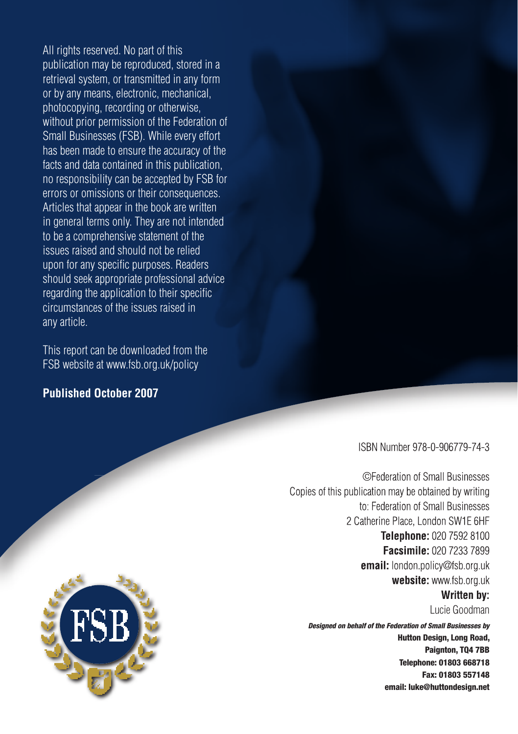All rights reserved. No part of this publication may be reproduced, stored in a retrieval system, or transmitted in any form or by any means, electronic, mechanical, photocopying, recording or otherwise, without prior permission of the Federation of Small Businesses (FSB). While every effort has been made to ensure the accuracy of the facts and data contained in this publication, no responsibility can be accepted by FSB for errors or omissions or their consequences. Articles that appear in the book are written in general terms only. They are not intended to be a comprehensive statement of the issues raised and should not be relied upon for any specific purposes. Readers should seek appropriate professional advice regarding the application to their specific circumstances of the issues raised in any article.

This report can be downloaded from the FSB website at www.fsb.org.uk/policy

**Published October 2007**

ISBN Number 978-0-906779-74-3

©Federation of Small Businesses
Copies of this publication may be obtained by writing to: Federation of Small Businesses
2 Catherine Place, London SW1E 6HF
**Telephone:** 020 7592 8100
**Facsimile:** 020 7233 7899
**email:** london.policy@fsb.org.uk
**website:** www.fsb.org.uk
**Written by:**
Lucie Goodman

***Designed on behalf of the Federation of Small Businesses by***
**Hutton Design, Long Road,**
**Paignton, TQ4 7BB**
**Telephone: 01803 668718**
**Fax: 01803 557148**
**email: luke@huttondesign.net**

FSB